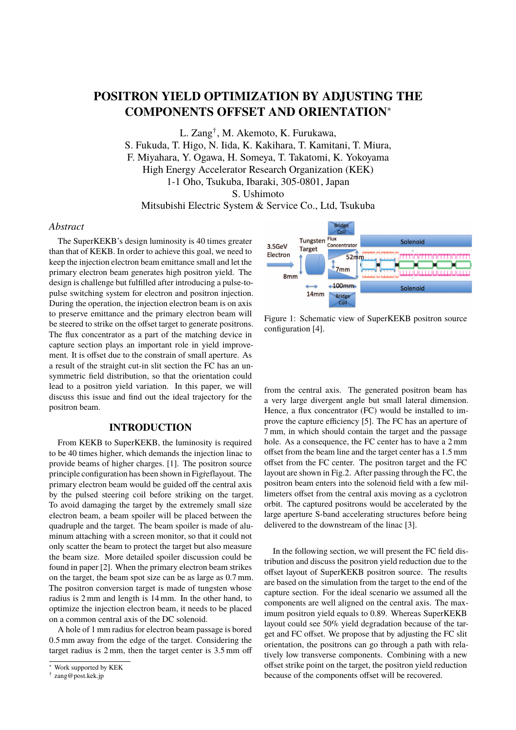# POSITRON YIELD OPTIMIZATION BY ADJUSTING THE COMPONENTS OFFSET AND ORIENTATION*

L. Zang†, M. Akemoto, K. Furukawa,
S. Fukuda, T. Higo, N. Iida, K. Kakihara, T. Kamitani, T. Miura,
F. Miyahara, Y. Ogawa, H. Someya, T. Takatomi, K. Yokoyama
High Energy Accelerator Research Organization (KEK)
1-1 Oho, Tsukuba, Ibaraki, 305-0801, Japan
S. Ushimoto
Mitsubishi Electric System & Service Co., Ltd, Tsukuba

## *Abstract*

The SuperKEKB's design luminosity is 40 times greater than that of KEKB. In order to achieve this goal, we need to keep the injection electron beam emittance small and let the primary electron beam generates high positron yield. The design is challenge but fulfilled after introducing a pulse-to-pulse switching system for electron and positron injection. During the operation, the injection electron beam is on axis to preserve emittance and the primary electron beam will be steered to strike on the offset target to generate positrons. The flux concentrator as a part of the matching device in capture section plays an important role in yield improvement. It is offset due to the constrain of small aperture. As a result of the straight cut-in slit section the FC has an unsymmetric field distribution, so that the orientation could lead to a positron yield variation. In this paper, we will discuss this issue and find out the ideal trajectory for the positron beam.

## INTRODUCTION

From KEKB to SuperKEKB, the luminosity is required to be 40 times higher, which demands the injection linac to provide beams of higher charges. [1]. The positron source principle configuration has been shown in Figreflayout. The primary electron beam would be guided off the central axis by the pulsed steering coil before striking on the target. To avoid damaging the target by the extremely small size electron beam, a beam spoiler will be placed between the quadruple and the target. The beam spoiler is made of aluminum attaching with a screen monitor, so that it could not only scatter the beam to protect the target but also measure the beam size. More detailed spoiler discussion could be found in paper [2]. When the primary electron beam strikes on the target, the beam spot size can be as large as 0.7 mm. The positron conversion target is made of tungsten whose radius is 2 mm and length is 14 mm. In the other hand, to optimize the injection electron beam, it needs to be placed on a common central axis of the DC solenoid.

A hole of 1 mm radius for electron beam passage is bored 0.5 mm away from the edge of the target. Considering the target radius is 2 mm, then the target center is 3.5 mm off from the central axis. The generated positron beam has a very large divergent angle but small lateral dimension. Hence, a flux concentrator (FC) would be installed to improve the capture efficiency [5]. The FC has an aperture of 7 mm, in which should contain the target and the passage hole. As a consequence, the FC center has to have a 2 mm offset from the beam line and the target center has a 1.5 mm offset from the FC center. The positron target and the FC layout are shown in Fig.2. After passing through the FC, the positron beam enters into the solenoid field with a few millimeters offset from the central axis moving as a cyclotron orbit. The captured positrons would be accelerated by the large aperture S-band accelerating structures before being delivered to the downstream of the linac [3].

Figure 1: Schematic view of SuperKEKB positron source configuration [4].

In the following section, we will present the FC field distribution and discuss the positron yield reduction due to the offset layout of SuperKEKB positron source. The results are based on the simulation from the target to the end of the capture section. For the ideal scenario we assumed all the components are well aligned on the central axis. The maximum positron yield equals to 0.89. Whereas SuperKEKB layout could see 50% yield degradation because of the target and FC offset. We propose that by adjusting the FC slit orientation, the positrons can go through a path with relatively low transverse components. Combining with a new offset strike point on the target, the positron yield reduction because of the components offset will be recovered.

* Work supported by KEK
† zang@post.kek.jp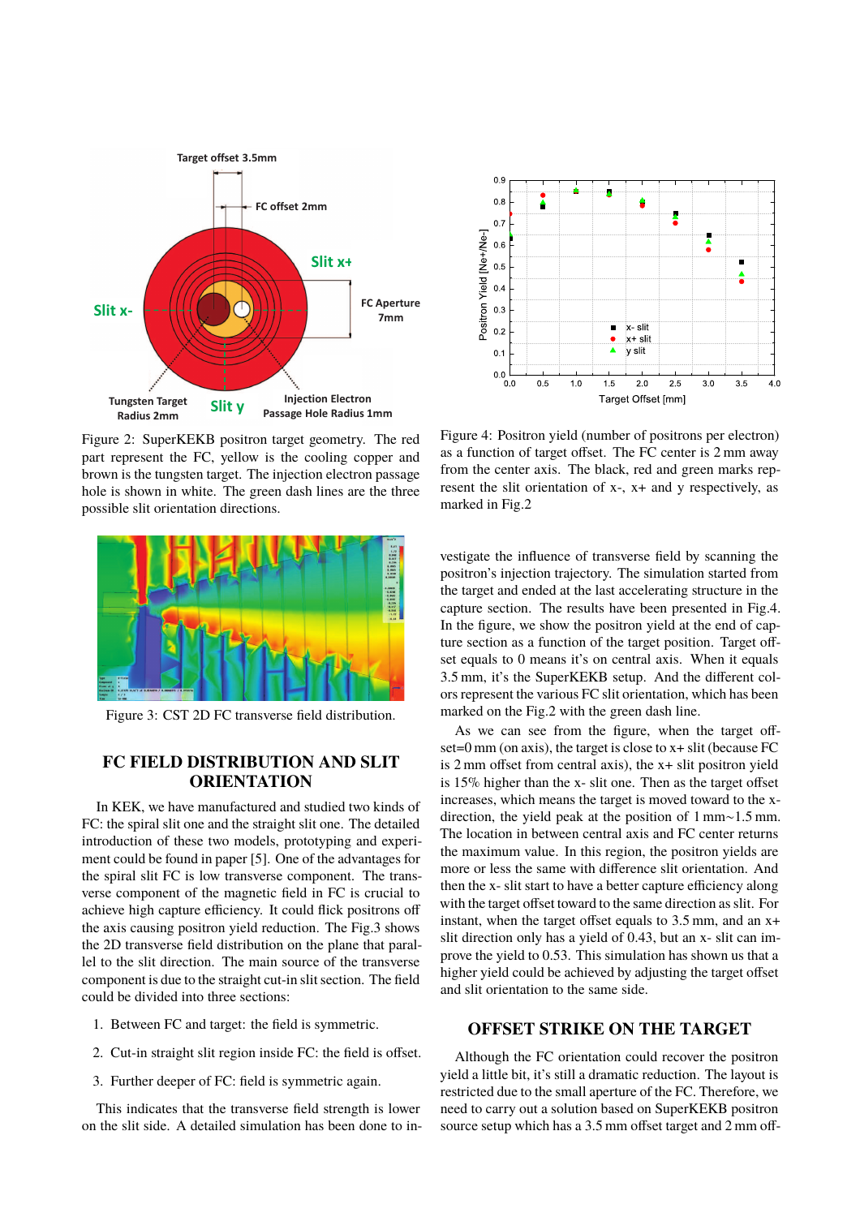Figure 2: SuperKEKB positron target geometry. The red part represent the FC, yellow is the cooling copper and brown is the tungsten target. The injection electron passage hole is shown in white. The green dash lines are the three possible slit orientation directions.

Figure 3: CST 2D FC transverse field distribution.

## FC FIELD DISTRIBUTION AND SLIT ORIENTATION

In KEK, we have manufactured and studied two kinds of FC: the spiral slit one and the straight slit one. The detailed introduction of these two models, prototyping and experiment could be found in paper [5]. One of the advantages for the spiral slit FC is low transverse component. The transverse component of the magnetic field in FC is crucial to achieve high capture efficiency. It could flick positrons off the axis causing positron yield reduction. The Fig.3 shows the 2D transverse field distribution on the plane that parallel to the slit direction. The main source of the transverse component is due to the straight cut-in slit section. The field could be divided into three sections:

1. Between FC and target: the field is symmetric.
2. Cut-in straight slit region inside FC: the field is offset.
3. Further deeper of FC: field is symmetric again.

This indicates that the transverse field strength is lower on the slit side. A detailed simulation has been done to investigate the influence of transverse field by scanning the positron's injection trajectory. The simulation started from the target and ended at the last accelerating structure in the capture section. The results have been presented in Fig.4. In the figure, we show the positron yield at the end of capture section as a function of the target position. Target offset equals to 0 means it's on central axis. When it equals 3.5 mm, it's the SuperKEKB setup. And the different colors represent the various FC slit orientation, which has been marked on the Fig.2 with the green dash line.

Figure 4: Positron yield (number of positrons per electron) as a function of target offset. The FC center is 2 mm away from the center axis. The black, red and green marks represent the slit orientation of x-, x+ and y respectively, as marked in Fig.2

As we can see from the figure, when the target offset=0 mm (on axis), the target is close to x+ slit (because FC is 2 mm offset from central axis), the x+ slit positron yield is 15% higher than the x- slit one. Then as the target offset increases, which means the target is moved toward to the x-direction, the yield peak at the position of 1 mm~1.5 mm. The location in between central axis and FC center returns the maximum value. In this region, the positron yields are more or less the same with difference slit orientation. And then the x- slit start to have a better capture efficiency along with the target offset toward to the same direction as slit. For instant, when the target offset equals to 3.5 mm, and an x+ slit direction only has a yield of 0.43, but an x- slit can improve the yield to 0.53. This simulation has shown us that a higher yield could be achieved by adjusting the target offset and slit orientation to the same side.

## OFFSET STRIKE ON THE TARGET

Although the FC orientation could recover the positron yield a little bit, it's still a dramatic reduction. The layout is restricted due to the small aperture of the FC. Therefore, we need to carry out a solution based on SuperKEKB positron source setup which has a 3.5 mm offset target and 2 mm off-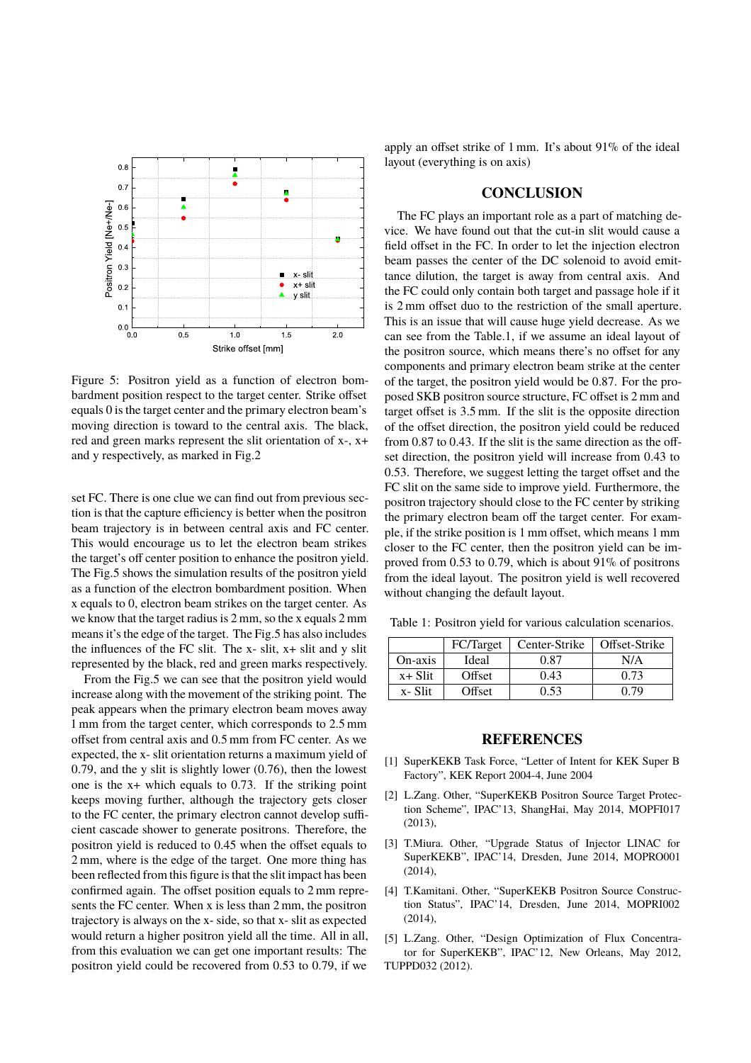0.8
0.7
0.6
0.5
0.4
0.3
0.2
0.1
0.0

0.0 0.5 1.0 1.5 2.0

Positron Yield [Ne+/Ne-]

Strike offset [mm]

x- slit
x+ slit
y slit

Figure 5: Positron yield as a function of electron bombardment position respect to the target center. Strike offset equals 0 is the target center and the primary electron beam's moving direction is toward to the central axis. The black, red and green marks represent the slit orientation of x-, x+ and y respectively, as marked in Fig.2

set FC. There is one clue we can find out from previous section is that the capture efficiency is better when the positron beam trajectory is in between central axis and FC center. This would encourage us to let the electron beam strikes the target's off center position to enhance the positron yield. The Fig.5 shows the simulation results of the positron yield as a function of the electron bombardment position. When x equals to 0, electron beam strikes on the target center. As we know that the target radius is 2 mm, so the x equals 2 mm means it's the edge of the target. The Fig.5 has also includes the influences of the FC slit. The x- slit, x+ slit and y slit represented by the black, red and green marks respectively.

From the Fig.5 we can see that the positron yield would increase along with the movement of the striking point. The peak appears when the primary electron beam moves away 1 mm from the target center, which corresponds to 2.5 mm offset from central axis and 0.5 mm from FC center. As we expected, the x- slit orientation returns a maximum yield of 0.79, and the y slit is slightly lower (0.76), then the lowest one is the x+ which equals to 0.73. If the striking point keeps moving further, although the trajectory gets closer to the FC center, the primary electron cannot develop sufficient cascade shower to generate positrons. Therefore, the positron yield is reduced to 0.45 when the offset equals to 2 mm, where is the edge of the target. One more thing has been reflected from this figure is that the slit impact has been confirmed again. The offset position equals to 2 mm represents the FC center. When x is less than 2 mm, the positron trajectory is always on the x- side, so that x- slit as expected would return a higher positron yield all the time. All in all, from this evaluation we can get one important results: The positron yield could be recovered from 0.53 to 0.79, if we apply an offset strike of 1 mm. It's about 91% of the ideal layout (everything is on axis)

## CONCLUSION

The FC plays an important role as a part of matching device. We have found out that the cut-in slit would cause a field offset in the FC. In order to let the injection electron beam passes the center of the DC solenoid to avoid emittance dilution, the target is away from central axis. And the FC could only contain both target and passage hole if it is 2 mm offset duo to the restriction of the small aperture. This is an issue that will cause huge yield decrease. As we can see from the Table.1, if we assume an ideal layout of the positron source, which means there's no offset for any components and primary electron beam strike at the center of the target, the positron yield would be 0.87. For the proposed SKB positron source structure, FC offset is 2 mm and target offset is 3.5 mm. If the slit is the opposite direction of the offset direction, the positron yield could be reduced from 0.87 to 0.43. If the slit is the same direction as the offset direction, the positron yield will increase from 0.43 to 0.53. Therefore, we suggest letting the target offset and the FC slit on the same side to improve yield. Furthermore, the positron trajectory should close to the FC center by striking the primary electron beam off the target center. For example, if the strike position is 1 mm offset, which means 1 mm closer to the FC center, then the positron yield can be improved from 0.53 to 0.79, which is about 91% of positrons from the ideal layout. The positron yield is well recovered without changing the default layout.

Table 1: Positron yield for various calculation scenarios.

| | FC/Target | Center-Strike | Offset-Strike |
|---|---|---|---|
| On-axis | Ideal | 0.87 | N/A |
| x+ Slit | Offset | 0.43 | 0.73 |
| x- Slit | Offset | 0.53 | 0.79 |

## REFERENCES

[1] SuperKEKB Task Force, "Letter of Intent for KEK Super B Factory", KEK Report 2004-4, June 2004

[2] L.Zang. Other, "SuperKEKB Positron Source Target Protection Scheme", IPAC'13, ShangHai, May 2014, MOPFI017 (2013),

[3] T.Miura. Other, "Upgrade Status of Injector LINAC for SuperKEKB", IPAC'14, Dresden, June 2014, MOPRO001 (2014),

[4] T.Kamitani. Other, "SuperKEKB Positron Source Construction Status", IPAC'14, Dresden, June 2014, MOPRI002 (2014),

[5] L.Zang. Other, "Design Optimization of Flux Concentrator for SuperKEKB", IPAC'12, New Orleans, May 2012, TUPPD032 (2012).